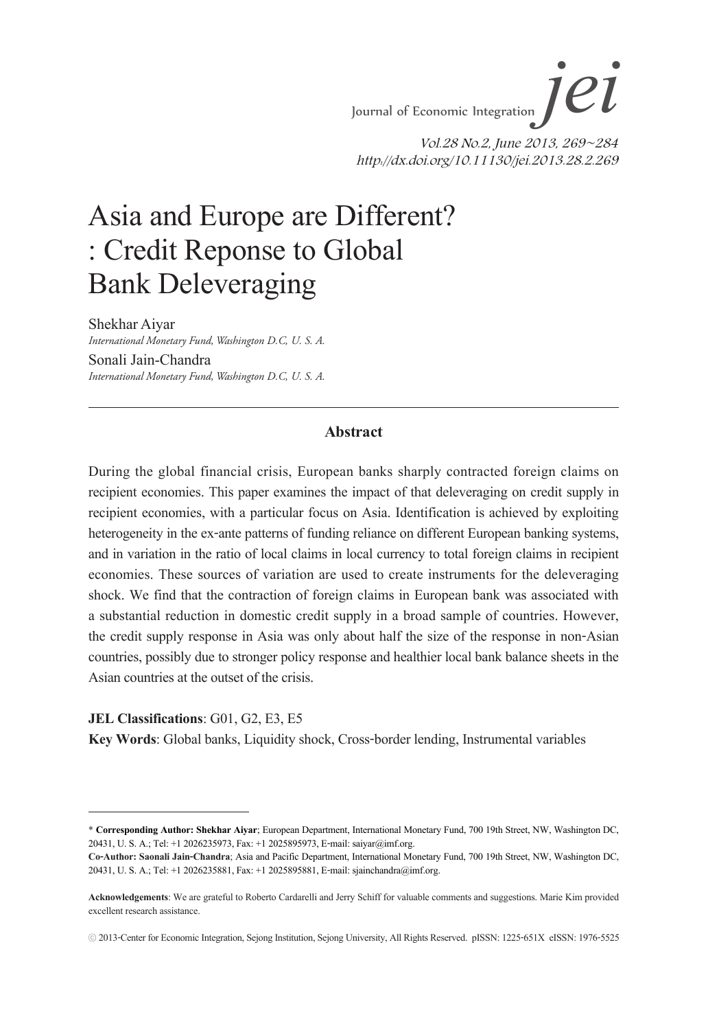# Asia and Europe are Different? : Credit Reponse to Global Bank Deleveraging

Shekhar Aiyar
*International Monetary Fund, Washington D.C, U. S. A.*

Sonali Jain-Chandra
*International Monetary Fund, Washington D.C, U. S. A.*

---

## Abstract

During the global financial crisis, European banks sharply contracted foreign claims on recipient economies. This paper examines the impact of that deleveraging on credit supply in recipient economies, with a particular focus on Asia. Identification is achieved by exploiting heterogeneity in the ex-ante patterns of funding reliance on different European banking systems, and in variation in the ratio of local claims in local currency to total foreign claims in recipient economies. These sources of variation are used to create instruments for the deleveraging shock. We find that the contraction of foreign claims in European bank was associated with a substantial reduction in domestic credit supply in a broad sample of countries. However, the credit supply response in Asia was only about half the size of the response in non-Asian countries, possibly due to stronger policy response and healthier local bank balance sheets in the Asian countries at the outset of the crisis.

**JEL Classifications**: G01, G2, E3, E5

**Key Words**: Global banks, Liquidity shock, Cross-border lending, Instrumental variables

---

\* **Corresponding Author: Shekhar Aiyar**; European Department, International Monetary Fund, 700 19th Street, NW, Washington DC, 20431, U. S. A.; Tel: +1 2026235973, Fax: +1 2025895973, E-mail: saiyar@imf.org.

**Co-Author: Saonali Jain-Chandra**; Asia and Pacific Department, International Monetary Fund, 700 19th Street, NW, Washington DC, 20431, U. S. A.; Tel: +1 2026235881, Fax: +1 2025895881, E-mail: sjainchandra@imf.org.

**Acknowledgements**: We are grateful to Roberto Cardarelli and Jerry Schiff for valuable comments and suggestions. Marie Kim provided excellent research assistance.

ⓒ 2013-Center for Economic Integration, Sejong Institution, Sejong University, All Rights Reserved. pISSN: 1225-651X eISSN: 1976-5525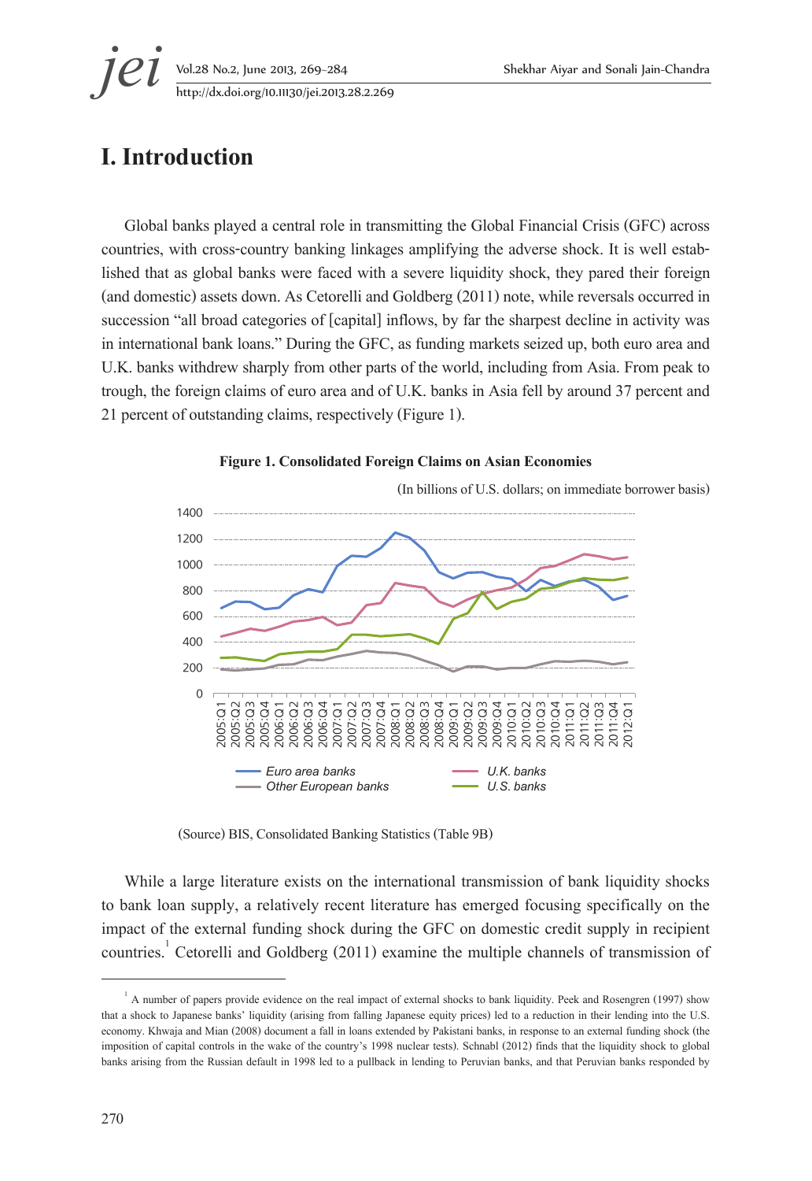# I. Introduction

Global banks played a central role in transmitting the Global Financial Crisis (GFC) across countries, with cross-country banking linkages amplifying the adverse shock. It is well established that as global banks were faced with a severe liquidity shock, they pared their foreign (and domestic) assets down. As Cetorelli and Goldberg (2011) note, while reversals occurred in succession "all broad categories of [capital] inflows, by far the sharpest decline in activity was in international bank loans." During the GFC, as funding markets seized up, both euro area and U.K. banks withdrew sharply from other parts of the world, including from Asia. From peak to trough, the foreign claims of euro area and of U.K. banks in Asia fell by around 37 percent and 21 percent of outstanding claims, respectively (Figure 1).

**Figure 1. Consolidated Foreign Claims on Asian Economies**

(In billions of U.S. dollars; on immediate borrower basis)

(Source) BIS, Consolidated Banking Statistics (Table 9B)

While a large literature exists on the international transmission of bank liquidity shocks to bank loan supply, a relatively recent literature has emerged focusing specifically on the impact of the external funding shock during the GFC on domestic credit supply in recipient countries.[1] Cetorelli and Goldberg (2011) examine the multiple channels of transmission of

[1] A number of papers provide evidence on the real impact of external shocks to bank liquidity. Peek and Rosengren (1997) show that a shock to Japanese banks' liquidity (arising from falling Japanese equity prices) led to a reduction in their lending into the U.S. economy. Khwaja and Mian (2008) document a fall in loans extended by Pakistani banks, in response to an external funding shock (the imposition of capital controls in the wake of the country's 1998 nuclear tests). Schnabl (2012) finds that the liquidity shock to global banks arising from the Russian default in 1998 led to a pullback in lending to Peruvian banks, and that Peruvian banks responded by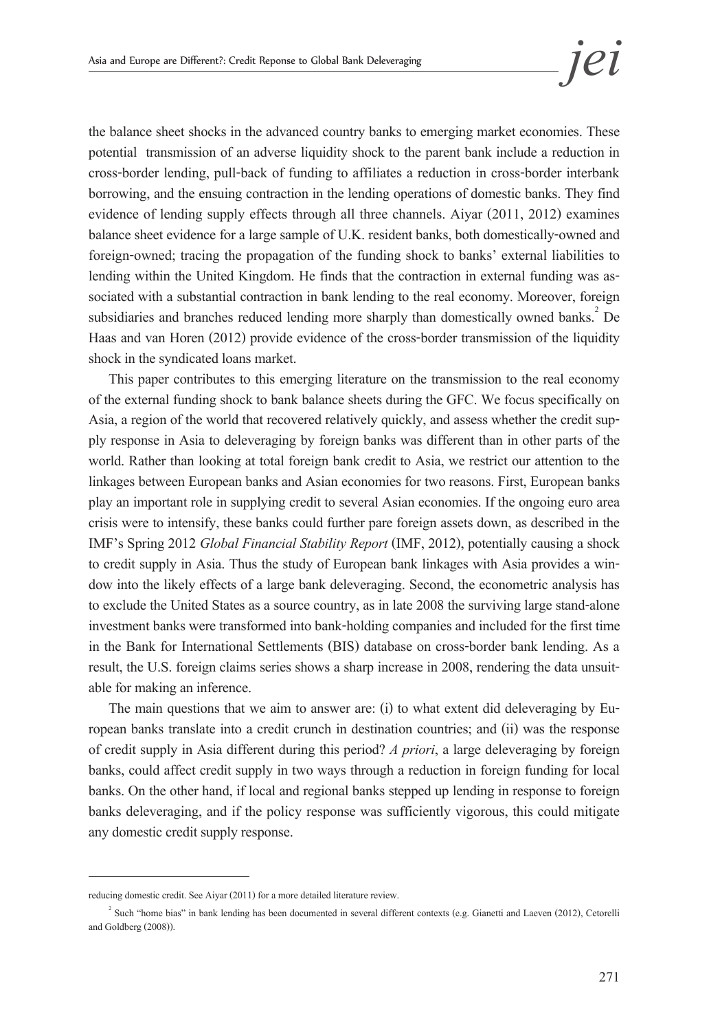the balance sheet shocks in the advanced country banks to emerging market economies. These potential transmission of an adverse liquidity shock to the parent bank include a reduction in cross-border lending, pull-back of funding to affiliates a reduction in cross-border interbank borrowing, and the ensuing contraction in the lending operations of domestic banks. They find evidence of lending supply effects through all three channels. Aiyar (2011, 2012) examines balance sheet evidence for a large sample of U.K. resident banks, both domestically-owned and foreign-owned; tracing the propagation of the funding shock to banks' external liabilities to lending within the United Kingdom. He finds that the contraction in external funding was associated with a substantial contraction in bank lending to the real economy. Moreover, foreign subsidiaries and branches reduced lending more sharply than domestically owned banks.[2] De Haas and van Horen (2012) provide evidence of the cross-border transmission of the liquidity shock in the syndicated loans market.

This paper contributes to this emerging literature on the transmission to the real economy of the external funding shock to bank balance sheets during the GFC. We focus specifically on Asia, a region of the world that recovered relatively quickly, and assess whether the credit supply response in Asia to deleveraging by foreign banks was different than in other parts of the world. Rather than looking at total foreign bank credit to Asia, we restrict our attention to the linkages between European banks and Asian economies for two reasons. First, European banks play an important role in supplying credit to several Asian economies. If the ongoing euro area crisis were to intensify, these banks could further pare foreign assets down, as described in the IMF's Spring 2012 *Global Financial Stability Report* (IMF, 2012), potentially causing a shock to credit supply in Asia. Thus the study of European bank linkages with Asia provides a window into the likely effects of a large bank deleveraging. Second, the econometric analysis has to exclude the United States as a source country, as in late 2008 the surviving large stand-alone investment banks were transformed into bank-holding companies and included for the first time in the Bank for International Settlements (BIS) database on cross-border bank lending. As a result, the U.S. foreign claims series shows a sharp increase in 2008, rendering the data unsuitable for making an inference.

The main questions that we aim to answer are: (i) to what extent did deleveraging by European banks translate into a credit crunch in destination countries; and (ii) was the response of credit supply in Asia different during this period? *A priori*, a large deleveraging by foreign banks, could affect credit supply in two ways through a reduction in foreign funding for local banks. On the other hand, if local and regional banks stepped up lending in response to foreign banks deleveraging, and if the policy response was sufficiently vigorous, this could mitigate any domestic credit supply response.

---

reducing domestic credit. See Aiyar (2011) for a more detailed literature review.

[2] Such "home bias" in bank lending has been documented in several different contexts (e.g. Gianetti and Laeven (2012), Cetorelli and Goldberg (2008)).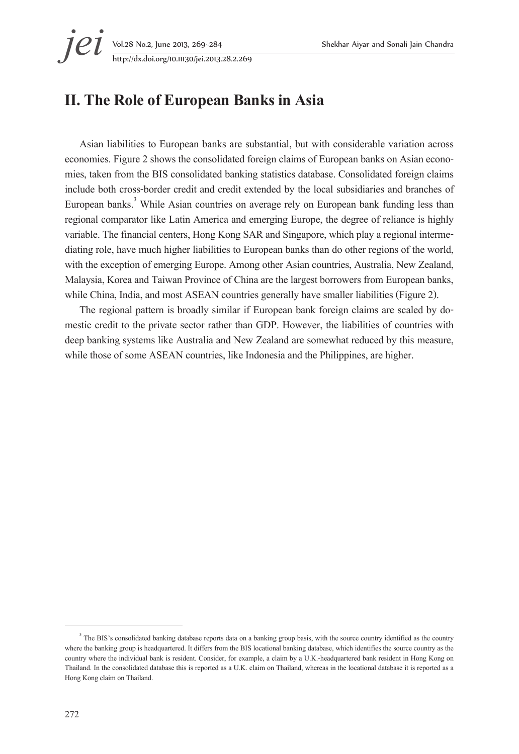## II. The Role of European Banks in Asia

Asian liabilities to European banks are substantial, but with considerable variation across economies. Figure 2 shows the consolidated foreign claims of European banks on Asian economies, taken from the BIS consolidated banking statistics database. Consolidated foreign claims include both cross-border credit and credit extended by the local subsidiaries and branches of European banks.[3] While Asian countries on average rely on European bank funding less than regional comparator like Latin America and emerging Europe, the degree of reliance is highly variable. The financial centers, Hong Kong SAR and Singapore, which play a regional intermediating role, have much higher liabilities to European banks than do other regions of the world, with the exception of emerging Europe. Among other Asian countries, Australia, New Zealand, Malaysia, Korea and Taiwan Province of China are the largest borrowers from European banks, while China, India, and most ASEAN countries generally have smaller liabilities (Figure 2).

The regional pattern is broadly similar if European bank foreign claims are scaled by domestic credit to the private sector rather than GDP. However, the liabilities of countries with deep banking systems like Australia and New Zealand are somewhat reduced by this measure, while those of some ASEAN countries, like Indonesia and the Philippines, are higher.

[3] The BIS's consolidated banking database reports data on a banking group basis, with the source country identified as the country where the banking group is headquartered. It differs from the BIS locational banking database, which identifies the source country as the country where the individual bank is resident. Consider, for example, a claim by a U.K.-headquartered bank resident in Hong Kong on Thailand. In the consolidated database this is reported as a U.K. claim on Thailand, whereas in the locational database it is reported as a Hong Kong claim on Thailand.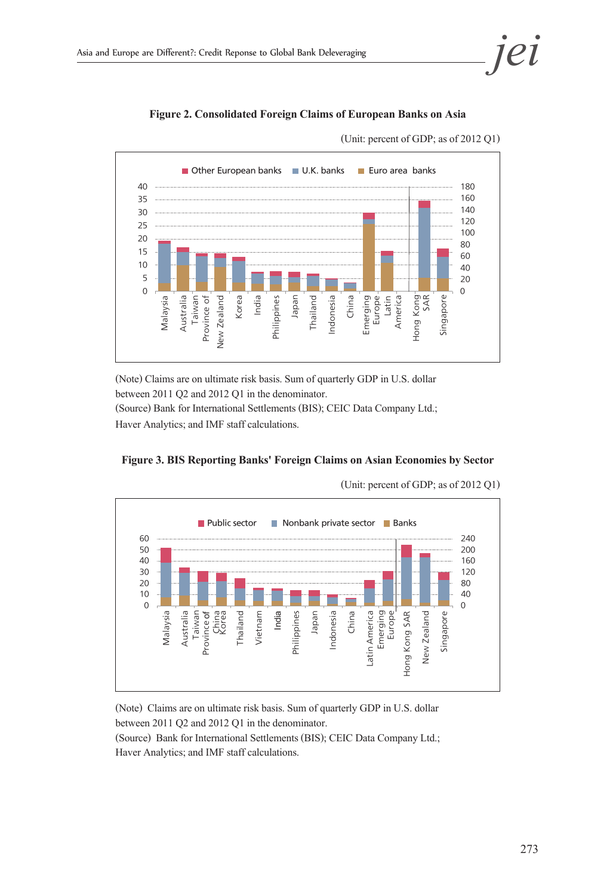**Figure 2. Consolidated Foreign Claims of European Banks on Asia**

(Unit: percent of GDP; as of 2012 Q1)

(Note) Claims are on ultimate risk basis. Sum of quarterly GDP in U.S. dollar between 2011 Q2 and 2012 Q1 in the denominator.
(Source) Bank for International Settlements (BIS); CEIC Data Company Ltd.; Haver Analytics; and IMF staff calculations.

**Figure 3. BIS Reporting Banks' Foreign Claims on Asian Economies by Sector**

(Unit: percent of GDP; as of 2012 Q1)

(Note) Claims are on ultimate risk basis. Sum of quarterly GDP in U.S. dollar between 2011 Q2 and 2012 Q1 in the denominator.
(Source) Bank for International Settlements (BIS); CEIC Data Company Ltd.; Haver Analytics; and IMF staff calculations.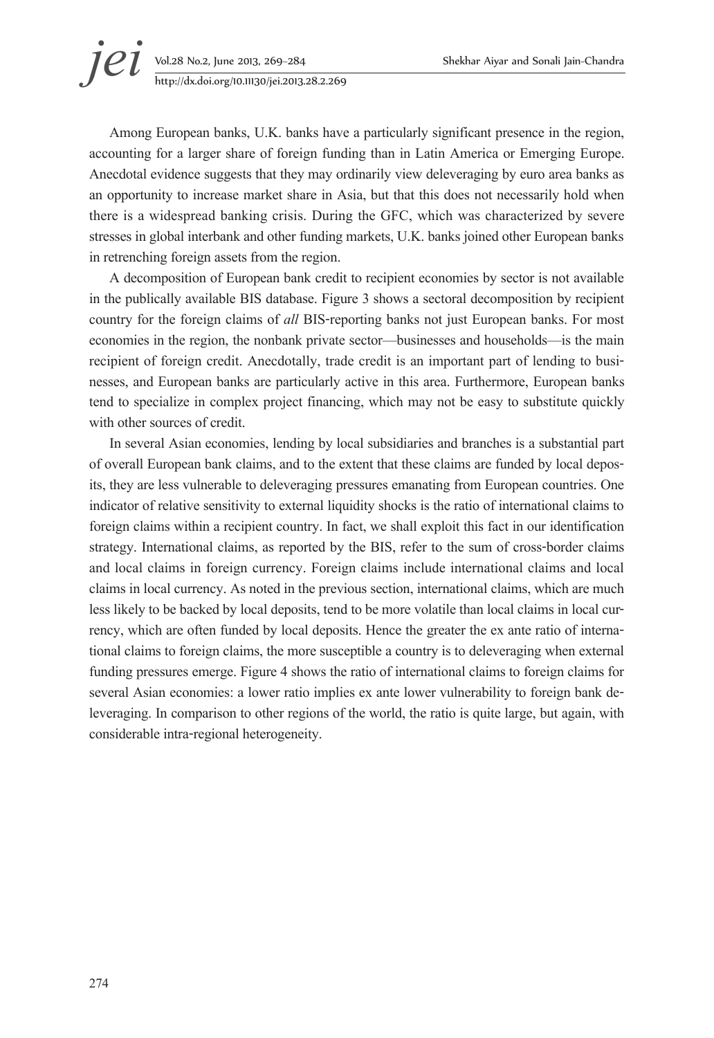Among European banks, U.K. banks have a particularly significant presence in the region, accounting for a larger share of foreign funding than in Latin America or Emerging Europe. Anecdotal evidence suggests that they may ordinarily view deleveraging by euro area banks as an opportunity to increase market share in Asia, but that this does not necessarily hold when there is a widespread banking crisis. During the GFC, which was characterized by severe stresses in global interbank and other funding markets, U.K. banks joined other European banks in retrenching foreign assets from the region.

A decomposition of European bank credit to recipient economies by sector is not available in the publically available BIS database. Figure 3 shows a sectoral decomposition by recipient country for the foreign claims of *all* BIS-reporting banks not just European banks. For most economies in the region, the nonbank private sector—businesses and households—is the main recipient of foreign credit. Anecdotally, trade credit is an important part of lending to businesses, and European banks are particularly active in this area. Furthermore, European banks tend to specialize in complex project financing, which may not be easy to substitute quickly with other sources of credit.

In several Asian economies, lending by local subsidiaries and branches is a substantial part of overall European bank claims, and to the extent that these claims are funded by local deposits, they are less vulnerable to deleveraging pressures emanating from European countries. One indicator of relative sensitivity to external liquidity shocks is the ratio of international claims to foreign claims within a recipient country. In fact, we shall exploit this fact in our identification strategy. International claims, as reported by the BIS, refer to the sum of cross-border claims and local claims in foreign currency. Foreign claims include international claims and local claims in local currency. As noted in the previous section, international claims, which are much less likely to be backed by local deposits, tend to be more volatile than local claims in local currency, which are often funded by local deposits. Hence the greater the ex ante ratio of international claims to foreign claims, the more susceptible a country is to deleveraging when external funding pressures emerge. Figure 4 shows the ratio of international claims to foreign claims for several Asian economies: a lower ratio implies ex ante lower vulnerability to foreign bank deleveraging. In comparison to other regions of the world, the ratio is quite large, but again, with considerable intra-regional heterogeneity.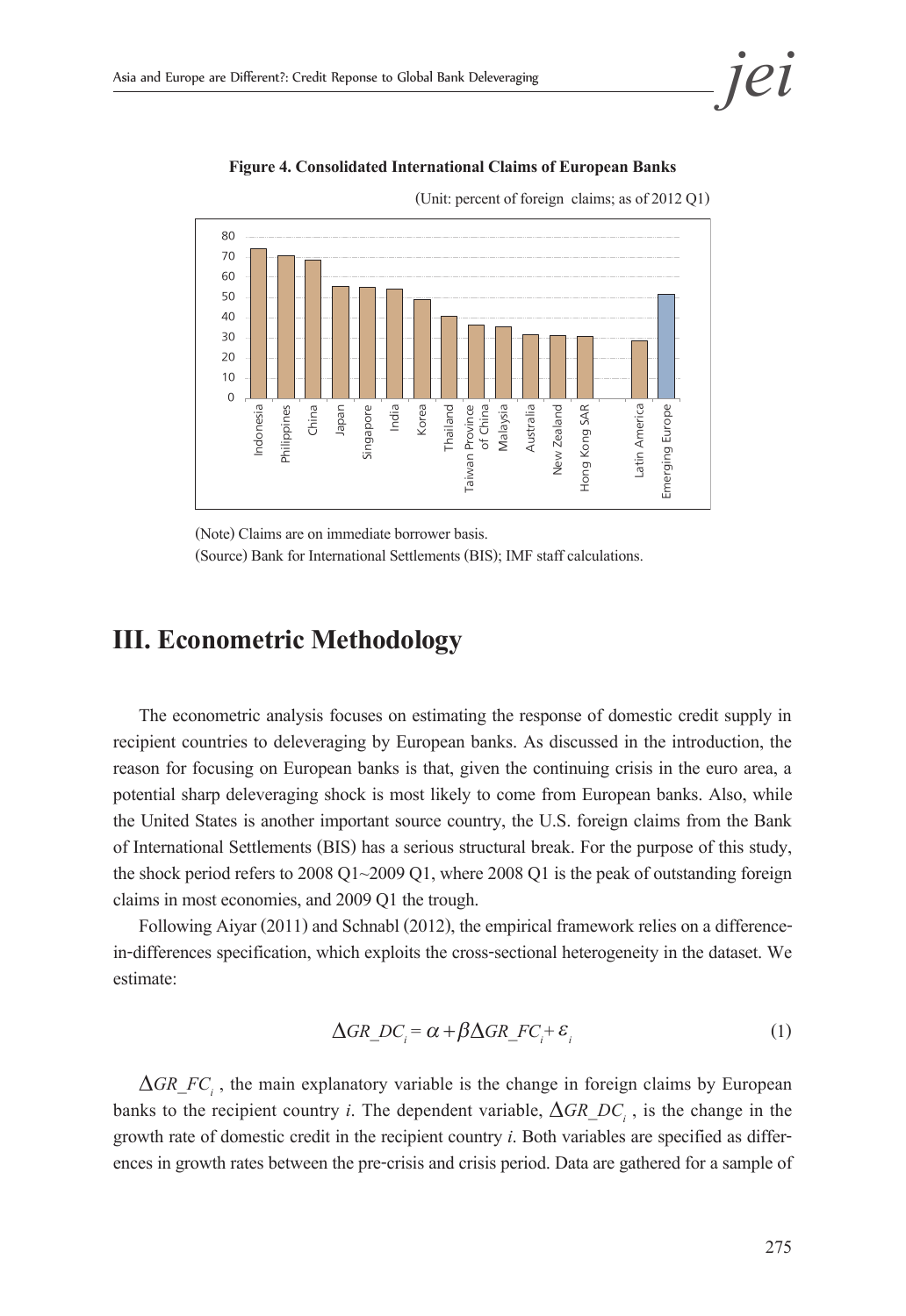**Figure 4. Consolidated International Claims of European Banks**

(Unit: percent of foreign claims; as of 2012 Q1)

(Note) Claims are on immediate borrower basis.

(Source) Bank for International Settlements (BIS); IMF staff calculations.

# III. Econometric Methodology

The econometric analysis focuses on estimating the response of domestic credit supply in recipient countries to deleveraging by European banks. As discussed in the introduction, the reason for focusing on European banks is that, given the continuing crisis in the euro area, a potential sharp deleveraging shock is most likely to come from European banks. Also, while the United States is another important source country, the U.S. foreign claims from the Bank of International Settlements (BIS) has a serious structural break. For the purpose of this study, the shock period refers to 2008 Q1~2009 Q1, where 2008 Q1 is the peak of outstanding foreign claims in most economies, and 2009 Q1 the trough.

Following Aiyar (2011) and Schnabl (2012), the empirical framework relies on a difference-in-differences specification, which exploits the cross-sectional heterogeneity in the dataset. We estimate:

$$\Delta GR\_DC_i = \alpha + \beta \Delta GR\_FC_i + \varepsilon_i \tag{1}$$

$\Delta GR\_FC_i$, the main explanatory variable is the change in foreign claims by European banks to the recipient country *i*. The dependent variable, $\Delta GR\_DC_i$, is the change in the growth rate of domestic credit in the recipient country *i*. Both variables are specified as differences in growth rates between the pre-crisis and crisis period. Data are gathered for a sample of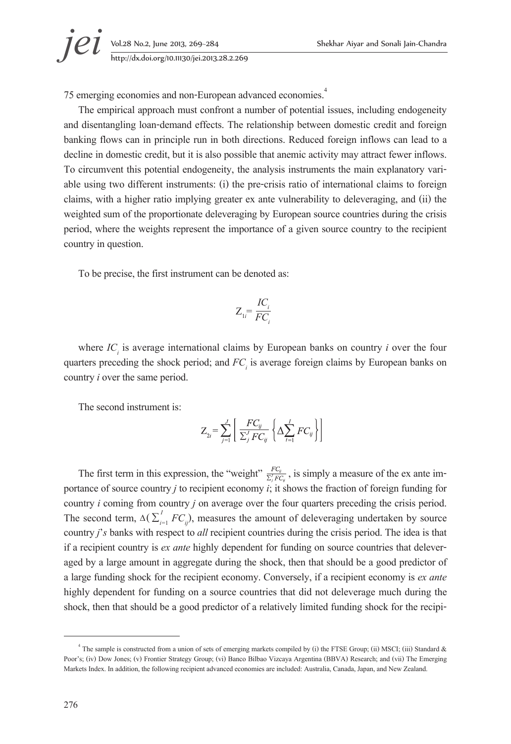75 emerging economies and non-European advanced economies.[4]

The empirical approach must confront a number of potential issues, including endogeneity and disentangling loan-demand effects. The relationship between domestic credit and foreign banking flows can in principle run in both directions. Reduced foreign inflows can lead to a decline in domestic credit, but it is also possible that anemic activity may attract fewer inflows. To circumvent this potential endogeneity, the analysis instruments the main explanatory variable using two different instruments: (i) the pre-crisis ratio of international claims to foreign claims, with a higher ratio implying greater ex ante vulnerability to deleveraging, and (ii) the weighted sum of the proportionate deleveraging by European source countries during the crisis period, where the weights represent the importance of a given source country to the recipient country in question.

To be precise, the first instrument can be denoted as:

$$Z_{1i} = \frac{IC_i}{FC_i}$$

where $IC_i$ is average international claims by European banks on country *i* over the four quarters preceding the shock period; and $FC_i$ is average foreign claims by European banks on country *i* over the same period.

The second instrument is:

$$Z_{2i} = \sum_{j=1}^{J} \left[ \frac{FC_{ij}}{\sum_j^J FC_{ij}} \left\{ \Delta \sum_{i=1}^{I} FC_{ij} \right\} \right]$$

The first term in this expression, the "weight" $\frac{FC_{ij}}{\sum_j^J FC_{ij}}$, is simply a measure of the ex ante importance of source country *j* to recipient economy *i*; it shows the fraction of foreign funding for country *i* coming from country *j* on average over the four quarters preceding the crisis period. The second term, $\Delta(\sum_{i=1}^{I} FC_{ij})$, measures the amount of deleveraging undertaken by source country *j*'*s* banks with respect to *all* recipient countries during the crisis period. The idea is that if a recipient country is *ex ante* highly dependent for funding on source countries that deleveraged by a large amount in aggregate during the shock, then that should be a good predictor of a large funding shock for the recipient economy. Conversely, if a recipient economy is *ex ante* highly dependent for funding on a source countries that did not deleverage much during the shock, then that should be a good predictor of a relatively limited funding shock for the recipi-

[4] The sample is constructed from a union of sets of emerging markets compiled by (i) the FTSE Group; (ii) MSCI; (iii) Standard & Poor's; (iv) Dow Jones; (v) Frontier Strategy Group; (vi) Banco Bilbao Vizcaya Argentina (BBVA) Research; and (vii) The Emerging Markets Index. In addition, the following recipient advanced economies are included: Australia, Canada, Japan, and New Zealand.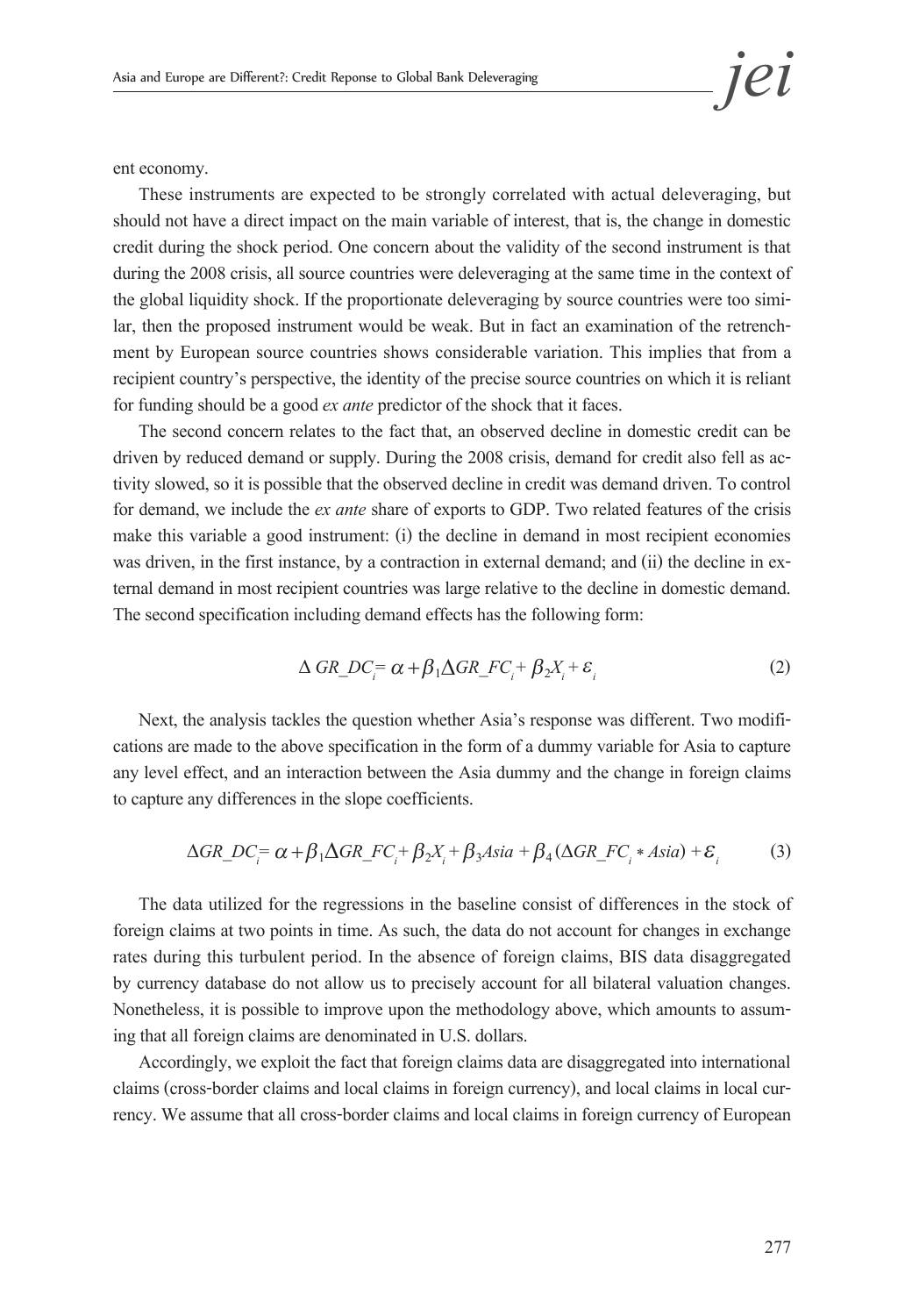ent economy.

These instruments are expected to be strongly correlated with actual deleveraging, but should not have a direct impact on the main variable of interest, that is, the change in domestic credit during the shock period. One concern about the validity of the second instrument is that during the 2008 crisis, all source countries were deleveraging at the same time in the context of the global liquidity shock. If the proportionate deleveraging by source countries were too similar, then the proposed instrument would be weak. But in fact an examination of the retrenchment by European source countries shows considerable variation. This implies that from a recipient country's perspective, the identity of the precise source countries on which it is reliant for funding should be a good *ex ante* predictor of the shock that it faces.

The second concern relates to the fact that, an observed decline in domestic credit can be driven by reduced demand or supply. During the 2008 crisis, demand for credit also fell as activity slowed, so it is possible that the observed decline in credit was demand driven. To control for demand, we include the *ex ante* share of exports to GDP. Two related features of the crisis make this variable a good instrument: (i) the decline in demand in most recipient economies was driven, in the first instance, by a contraction in external demand; and (ii) the decline in external demand in most recipient countries was large relative to the decline in domestic demand. The second specification including demand effects has the following form:

$$\Delta\, GR\_DC_i = \alpha + \beta_1 \Delta GR\_FC_i + \beta_2 X_i + \varepsilon_i \tag{2}$$

Next, the analysis tackles the question whether Asia's response was different. Two modifications are made to the above specification in the form of a dummy variable for Asia to capture any level effect, and an interaction between the Asia dummy and the change in foreign claims to capture any differences in the slope coefficients.

$$\Delta GR\_DC_i = \alpha + \beta_1 \Delta GR\_FC_i + \beta_2 X_i + \beta_3 Asia + \beta_4 (\Delta GR\_FC_i * Asia) + \varepsilon_i \tag{3}$$

The data utilized for the regressions in the baseline consist of differences in the stock of foreign claims at two points in time. As such, the data do not account for changes in exchange rates during this turbulent period. In the absence of foreign claims, BIS data disaggregated by currency database do not allow us to precisely account for all bilateral valuation changes. Nonetheless, it is possible to improve upon the methodology above, which amounts to assuming that all foreign claims are denominated in U.S. dollars.

Accordingly, we exploit the fact that foreign claims data are disaggregated into international claims (cross-border claims and local claims in foreign currency), and local claims in local currency. We assume that all cross-border claims and local claims in foreign currency of European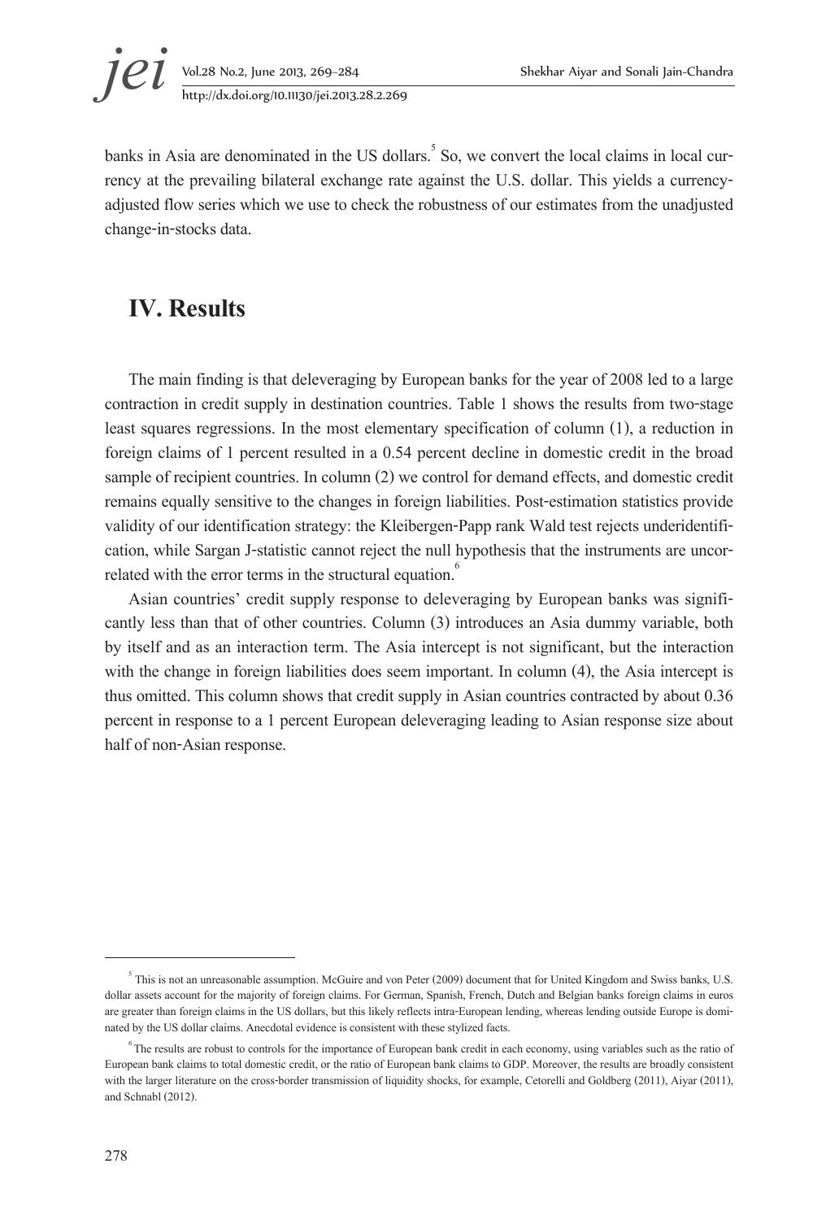banks in Asia are denominated in the US dollars.[5] So, we convert the local claims in local currency at the prevailing bilateral exchange rate against the U.S. dollar. This yields a currency-adjusted flow series which we use to check the robustness of our estimates from the unadjusted change-in-stocks data.

## IV. Results

The main finding is that deleveraging by European banks for the year of 2008 led to a large contraction in credit supply in destination countries. Table 1 shows the results from two-stage least squares regressions. In the most elementary specification of column (1), a reduction in foreign claims of 1 percent resulted in a 0.54 percent decline in domestic credit in the broad sample of recipient countries. In column (2) we control for demand effects, and domestic credit remains equally sensitive to the changes in foreign liabilities. Post-estimation statistics provide validity of our identification strategy: the Kleibergen-Papp rank Wald test rejects underidentification, while Sargan J-statistic cannot reject the null hypothesis that the instruments are uncorrelated with the error terms in the structural equation.[6]

Asian countries' credit supply response to deleveraging by European banks was significantly less than that of other countries. Column (3) introduces an Asia dummy variable, both by itself and as an interaction term. The Asia intercept is not significant, but the interaction with the change in foreign liabilities does seem important. In column (4), the Asia intercept is thus omitted. This column shows that credit supply in Asian countries contracted by about 0.36 percent in response to a 1 percent European deleveraging leading to Asian response size about half of non-Asian response.

---

[5] This is not an unreasonable assumption. McGuire and von Peter (2009) document that for United Kingdom and Swiss banks, U.S. dollar assets account for the majority of foreign claims. For German, Spanish, French, Dutch and Belgian banks foreign claims in euros are greater than foreign claims in the US dollars, but this likely reflects intra-European lending, whereas lending outside Europe is dominated by the US dollar claims. Anecdotal evidence is consistent with these stylized facts.

[6] The results are robust to controls for the importance of European bank credit in each economy, using variables such as the ratio of European bank claims to total domestic credit, or the ratio of European bank claims to GDP. Moreover, the results are broadly consistent with the larger literature on the cross-border transmission of liquidity shocks, for example, Cetorelli and Goldberg (2011), Aiyar (2011), and Schnabl (2012).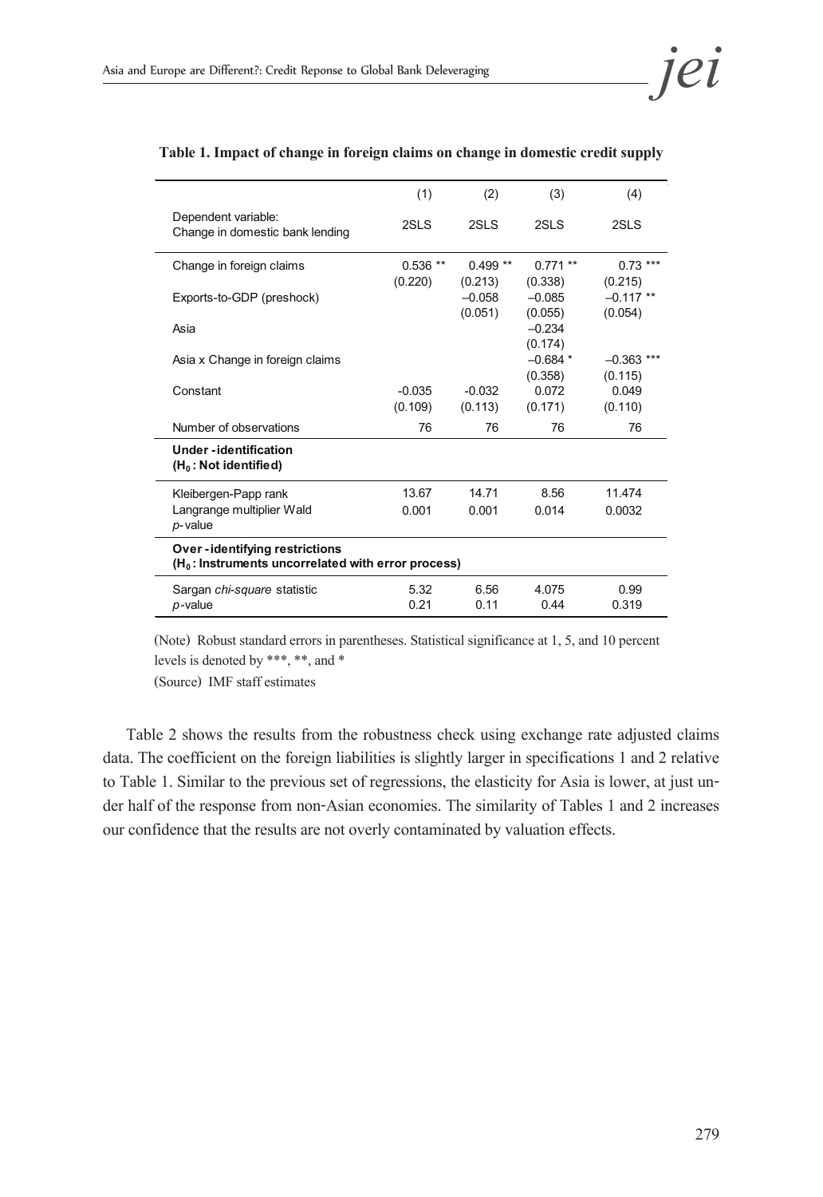**Table 1. Impact of change in foreign claims on change in domestic credit supply**

| | (1) | (2) | (3) | (4) |
|---|---|---|---|---|
| Dependent variable: Change in domestic bank lending | 2SLS | 2SLS | 2SLS | 2SLS |
| Change in foreign claims | 0.536 ** | 0.499 ** | 0.771 ** | 0.73 *** |
| | (0.220) | (0.213) | (0.338) | (0.215) |
| Exports-to-GDP (preshock) | | –0.058 | –0.085 | –0.117 ** |
| | | (0.051) | (0.055) | (0.054) |
| Asia | | | –0.234 | |
| | | | (0.174) | |
| Asia x Change in foreign claims | | | –0.684 * | –0.363 *** |
| | | | (0.358) | (0.115) |
| Constant | -0.035 | -0.032 | 0.072 | 0.049 |
| | (0.109) | (0.113) | (0.171) | (0.110) |
| Number of observations | 76 | 76 | 76 | 76 |
| **Under-identification ($H_0$: Not identified)** | | | | |
| Kleibergen-Papp rank | 13.67 | 14.71 | 8.56 | 11.474 |
| Langrange multiplier Wald *p*-value | 0.001 | 0.001 | 0.014 | 0.0032 |
| **Over-identifying restrictions ($H_0$: Instruments uncorrelated with error process)** | | | | |
| Sargan *chi-square* statistic | 5.32 | 6.56 | 4.075 | 0.99 |
| *p*-value | 0.21 | 0.11 | 0.44 | 0.319 |

(Note) Robust standard errors in parentheses. Statistical significance at 1, 5, and 10 percent levels is denoted by ***, **, and *

(Source) IMF staff estimates

Table 2 shows the results from the robustness check using exchange rate adjusted claims data. The coefficient on the foreign liabilities is slightly larger in specifications 1 and 2 relative to Table 1. Similar to the previous set of regressions, the elasticity for Asia is lower, at just under half of the response from non-Asian economies. The similarity of Tables 1 and 2 increases our confidence that the results are not overly contaminated by valuation effects.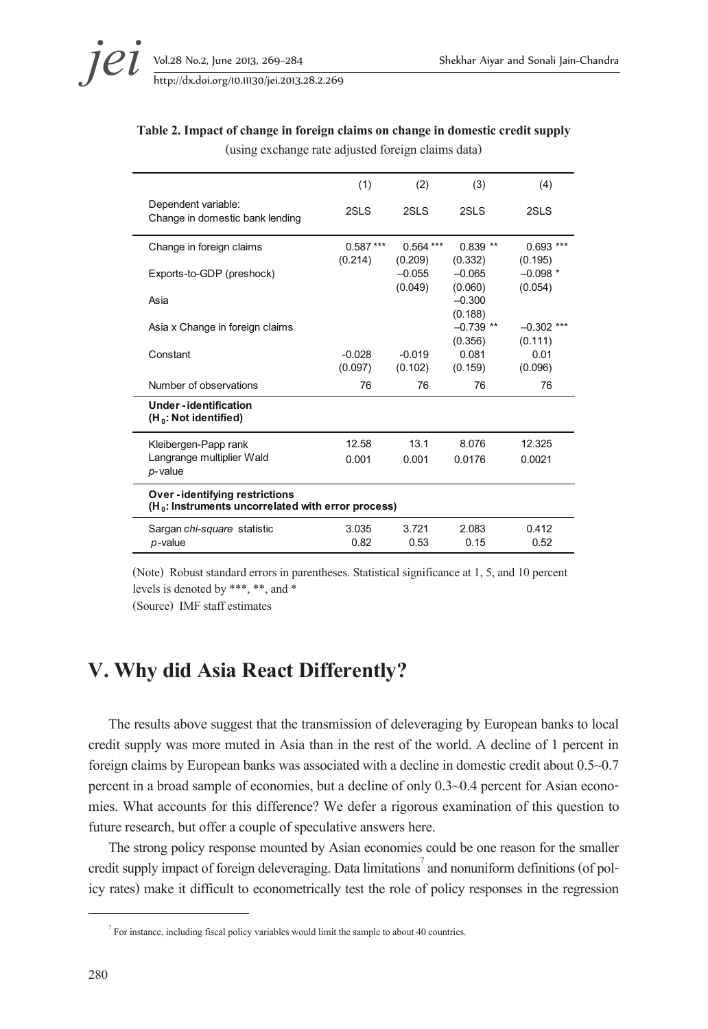**Table 2. Impact of change in foreign claims on change in domestic credit supply**

(using exchange rate adjusted foreign claims data)

| | (1) | (2) | (3) | (4) |
|---|---|---|---|---|
| Dependent variable: Change in domestic bank lending | 2SLS | 2SLS | 2SLS | 2SLS |
| Change in foreign claims | 0.587 *** | 0.564 *** | 0.839 ** | 0.693 *** |
| | (0.214) | (0.209) | (0.332) | (0.195) |
| Exports-to-GDP (preshock) | | –0.055 | –0.065 | –0.098 * |
| | | (0.049) | (0.060) | (0.054) |
| Asia | | | –0.300 | |
| | | | (0.188) | |
| Asia x Change in foreign claims | | | –0.739 ** | –0.302 *** |
| | | | (0.356) | (0.111) |
| Constant | -0.028 | -0.019 | 0.081 | 0.01 |
| | (0.097) | (0.102) | (0.159) | (0.096) |
| Number of observations | 76 | 76 | 76 | 76 |
| **Under-identification ($H_0$: Not identified)** | | | | |
| Kleibergen-Papp rank | 12.58 | 13.1 | 8.076 | 12.325 |
| Langrange multiplier Wald *p*-value | 0.001 | 0.001 | 0.0176 | 0.0021 |
| **Over-identifying restrictions ($H_0$: Instruments uncorrelated with error process)** | | | | |
| Sargan *chi-square* statistic | 3.035 | 3.721 | 2.083 | 0.412 |
| *p*-value | 0.82 | 0.53 | 0.15 | 0.52 |

(Note) Robust standard errors in parentheses. Statistical significance at 1, 5, and 10 percent levels is denoted by ***, **, and *

(Source) IMF staff estimates

# V. Why did Asia React Differently?

The results above suggest that the transmission of deleveraging by European banks to local credit supply was more muted in Asia than in the rest of the world. A decline of 1 percent in foreign claims by European banks was associated with a decline in domestic credit about 0.5~0.7 percent in a broad sample of economies, but a decline of only 0.3~0.4 percent for Asian economies. What accounts for this difference? We defer a rigorous examination of this question to future research, but offer a couple of speculative answers here.

The strong policy response mounted by Asian economies could be one reason for the smaller credit supply impact of foreign deleveraging. Data limitations[7] and nonuniform definitions (of policy rates) make it difficult to econometrically test the role of policy responses in the regression

[7] For instance, including fiscal policy variables would limit the sample to about 40 countries.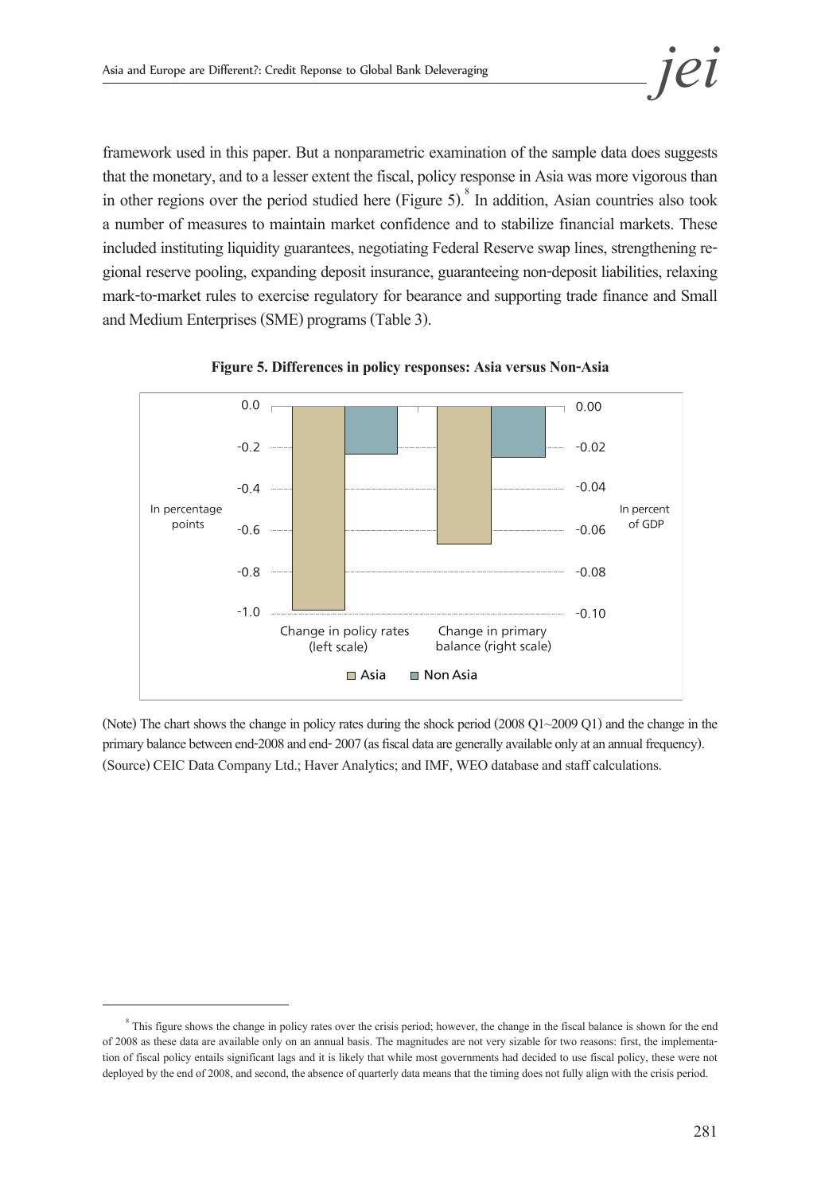framework used in this paper. But a nonparametric examination of the sample data does suggests that the monetary, and to a lesser extent the fiscal, policy response in Asia was more vigorous than in other regions over the period studied here (Figure 5).[8] In addition, Asian countries also took a number of measures to maintain market confidence and to stabilize financial markets. These included instituting liquidity guarantees, negotiating Federal Reserve swap lines, strengthening regional reserve pooling, expanding deposit insurance, guaranteeing non-deposit liabilities, relaxing mark-to-market rules to exercise regulatory for bearance and supporting trade finance and Small and Medium Enterprises (SME) programs (Table 3).

**Figure 5. Differences in policy responses: Asia versus Non-Asia**

(Note) The chart shows the change in policy rates during the shock period (2008 Q1~2009 Q1) and the change in the primary balance between end-2008 and end- 2007 (as fiscal data are generally available only at an annual frequency).
(Source) CEIC Data Company Ltd.; Haver Analytics; and IMF, WEO database and staff calculations.

[8] This figure shows the change in policy rates over the crisis period; however, the change in the fiscal balance is shown for the end of 2008 as these data are available only on an annual basis. The magnitudes are not very sizable for two reasons: first, the implementation of fiscal policy entails significant lags and it is likely that while most governments had decided to use fiscal policy, these were not deployed by the end of 2008, and second, the absence of quarterly data means that the timing does not fully align with the crisis period.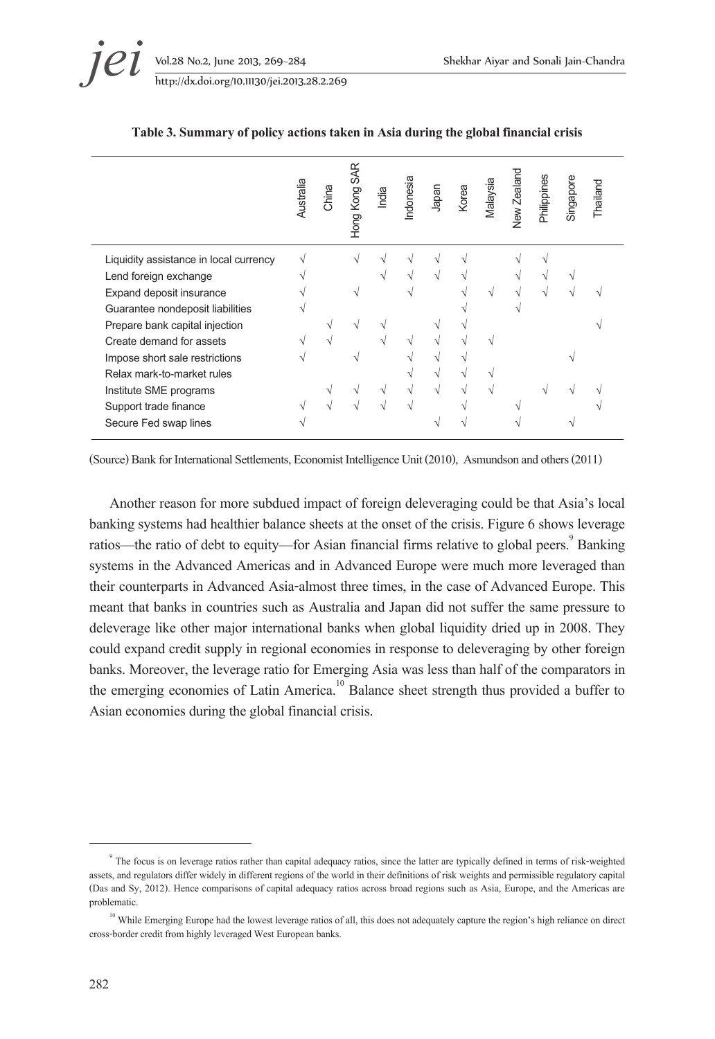**Table 3. Summary of policy actions taken in Asia during the global financial crisis**

| | Australia | China | Hong Kong SAR | India | Indonesia | Japan | Korea | Malaysia | New Zealand | Philippines | Singapore | Thailand |
|---|---|---|---|---|---|---|---|---|---|---|---|---|
| Liquidity assistance in local currency | √ | | √ | √ | √ | √ | √ | | √ | √ | | |
| Lend foreign exchange | √ | | | √ | √ | √ | √ | | √ | √ | √ | |
| Expand deposit insurance | √ | | √ | | √ | | √ | √ | √ | √ | √ | √ |
| Guarantee nondeposit liabilities | √ | | | | | | √ | | √ | | | |
| Prepare bank capital injection | | √ | √ | √ | | √ | √ | | | | | √ |
| Create demand for assets | √ | √ | | √ | √ | √ | √ | √ | | | | |
| Impose short sale restrictions | √ | | √ | | √ | √ | √ | | | | √ | |
| Relax mark-to-market rules | | | | | √ | √ | √ | √ | | | | |
| Institute SME programs | | √ | √ | √ | √ | √ | √ | √ | | √ | √ | √ |
| Support trade finance | √ | √ | √ | √ | √ | | √ | | √ | | | √ |
| Secure Fed swap lines | √ | | | | | √ | √ | | √ | | √ | |

(Source) Bank for International Settlements, Economist Intelligence Unit (2010), Asmundson and others (2011)

Another reason for more subdued impact of foreign deleveraging could be that Asia's local banking systems had healthier balance sheets at the onset of the crisis. Figure 6 shows leverage ratios—the ratio of debt to equity—for Asian financial firms relative to global peers.[9] Banking systems in the Advanced Americas and in Advanced Europe were much more leveraged than their counterparts in Advanced Asia-almost three times, in the case of Advanced Europe. This meant that banks in countries such as Australia and Japan did not suffer the same pressure to deleverage like other major international banks when global liquidity dried up in 2008. They could expand credit supply in regional economies in response to deleveraging by other foreign banks. Moreover, the leverage ratio for Emerging Asia was less than half of the comparators in the emerging economies of Latin America.[10] Balance sheet strength thus provided a buffer to Asian economies during the global financial crisis.

[9] The focus is on leverage ratios rather than capital adequacy ratios, since the latter are typically defined in terms of risk-weighted assets, and regulators differ widely in different regions of the world in their definitions of risk weights and permissible regulatory capital (Das and Sy, 2012). Hence comparisons of capital adequacy ratios across broad regions such as Asia, Europe, and the Americas are problematic.

[10] While Emerging Europe had the lowest leverage ratios of all, this does not adequately capture the region's high reliance on direct cross-border credit from highly leveraged West European banks.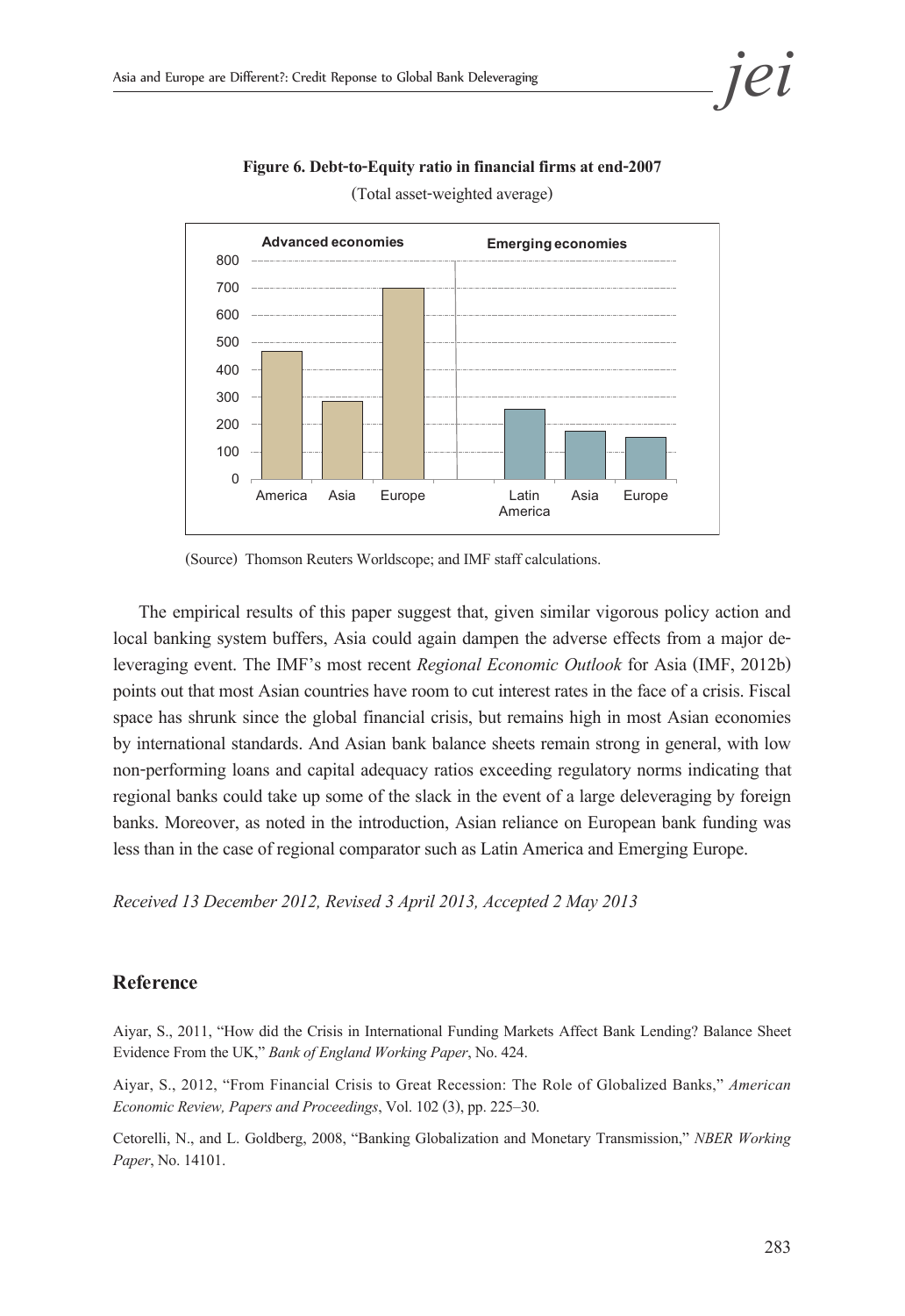**Figure 6. Debt-to-Equity ratio in financial firms at end-2007**

(Total asset-weighted average)

(Source) Thomson Reuters Worldscope; and IMF staff calculations.

The empirical results of this paper suggest that, given similar vigorous policy action and local banking system buffers, Asia could again dampen the adverse effects from a major de-leveraging event. The IMF's most recent *Regional Economic Outlook* for Asia (IMF, 2012b) points out that most Asian countries have room to cut interest rates in the face of a crisis. Fiscal space has shrunk since the global financial crisis, but remains high in most Asian economies by international standards. And Asian bank balance sheets remain strong in general, with low non-performing loans and capital adequacy ratios exceeding regulatory norms indicating that regional banks could take up some of the slack in the event of a large deleveraging by foreign banks. Moreover, as noted in the introduction, Asian reliance on European bank funding was less than in the case of regional comparator such as Latin America and Emerging Europe.

*Received 13 December 2012, Revised 3 April 2013, Accepted 2 May 2013*

## Reference

Aiyar, S., 2011, "How did the Crisis in International Funding Markets Affect Bank Lending? Balance Sheet Evidence From the UK," *Bank of England Working Paper*, No. 424.

Aiyar, S., 2012, "From Financial Crisis to Great Recession: The Role of Globalized Banks," *American Economic Review, Papers and Proceedings*, Vol. 102 (3), pp. 225–30.

Cetorelli, N., and L. Goldberg, 2008, "Banking Globalization and Monetary Transmission," *NBER Working Paper*, No. 14101.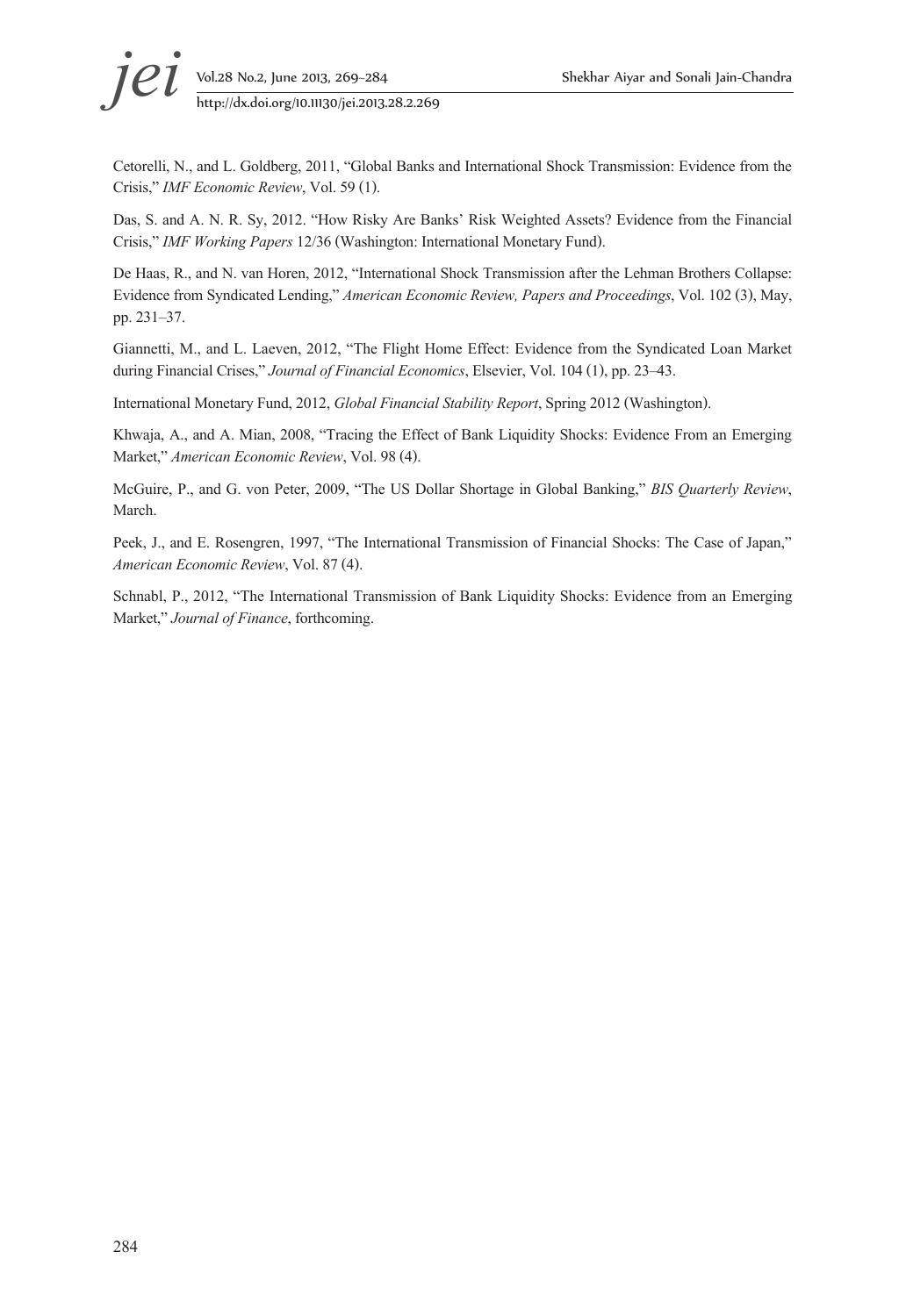Cetorelli, N., and L. Goldberg, 2011, "Global Banks and International Shock Transmission: Evidence from the Crisis," *IMF Economic Review*, Vol. 59 (1).

Das, S. and A. N. R. Sy, 2012. "How Risky Are Banks' Risk Weighted Assets? Evidence from the Financial Crisis," *IMF Working Papers* 12/36 (Washington: International Monetary Fund).

De Haas, R., and N. van Horen, 2012, "International Shock Transmission after the Lehman Brothers Collapse: Evidence from Syndicated Lending," *American Economic Review, Papers and Proceedings*, Vol. 102 (3), May, pp. 231–37.

Giannetti, M., and L. Laeven, 2012, "The Flight Home Effect: Evidence from the Syndicated Loan Market during Financial Crises," *Journal of Financial Economics*, Elsevier, Vol. 104 (1), pp. 23–43.

International Monetary Fund, 2012, *Global Financial Stability Report*, Spring 2012 (Washington).

Khwaja, A., and A. Mian, 2008, "Tracing the Effect of Bank Liquidity Shocks: Evidence From an Emerging Market," *American Economic Review*, Vol. 98 (4).

McGuire, P., and G. von Peter, 2009, "The US Dollar Shortage in Global Banking," *BIS Quarterly Review*, March.

Peek, J., and E. Rosengren, 1997, "The International Transmission of Financial Shocks: The Case of Japan," *American Economic Review*, Vol. 87 (4).

Schnabl, P., 2012, "The International Transmission of Bank Liquidity Shocks: Evidence from an Emerging Market," *Journal of Finance*, forthcoming.